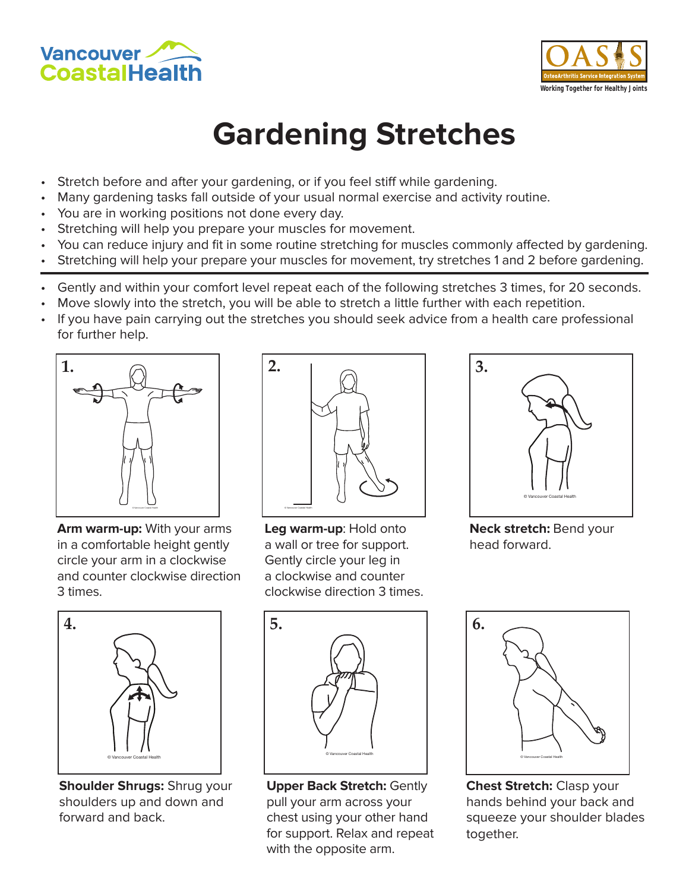Vancouver Coastal Health

OASIS
OsteoArthritis Service Integration System
Working Together for Healthy Joints

# Gardening Stretches

- Stretch before and after your gardening, or if you feel stiff while gardening.
- Many gardening tasks fall outside of your usual normal exercise and activity routine.
- You are in working positions not done every day.
- Stretching will help you prepare your muscles for movement.
- You can reduce injury and fit in some routine stretching for muscles commonly affected by gardening.
- Stretching will help your prepare your muscles for movement, try stretches 1 and 2 before gardening.

---

- Gently and within your comfort level repeat each of the following stretches 3 times, for 20 seconds.
- Move slowly into the stretch, you will be able to stretch a little further with each repetition.
- If you have pain carrying out the stretches you should seek advice from a health care professional for further help.

**1.**

**Arm warm-up:** With your arms in a comfortable height gently circle your arm in a clockwise and counter clockwise direction 3 times.

**2.**

**Leg warm-up**: Hold onto a wall or tree for support. Gently circle your leg in a clockwise and counter clockwise direction 3 times.

**3.**

**Neck stretch:** Bend your head forward.

**4.**

**Shoulder Shrugs:** Shrug your shoulders up and down and forward and back.

**5.**

**Upper Back Stretch:** Gently pull your arm across your chest using your other hand for support. Relax and repeat with the opposite arm.

**6.**

**Chest Stretch:** Clasp your hands behind your back and squeeze your shoulder blades together.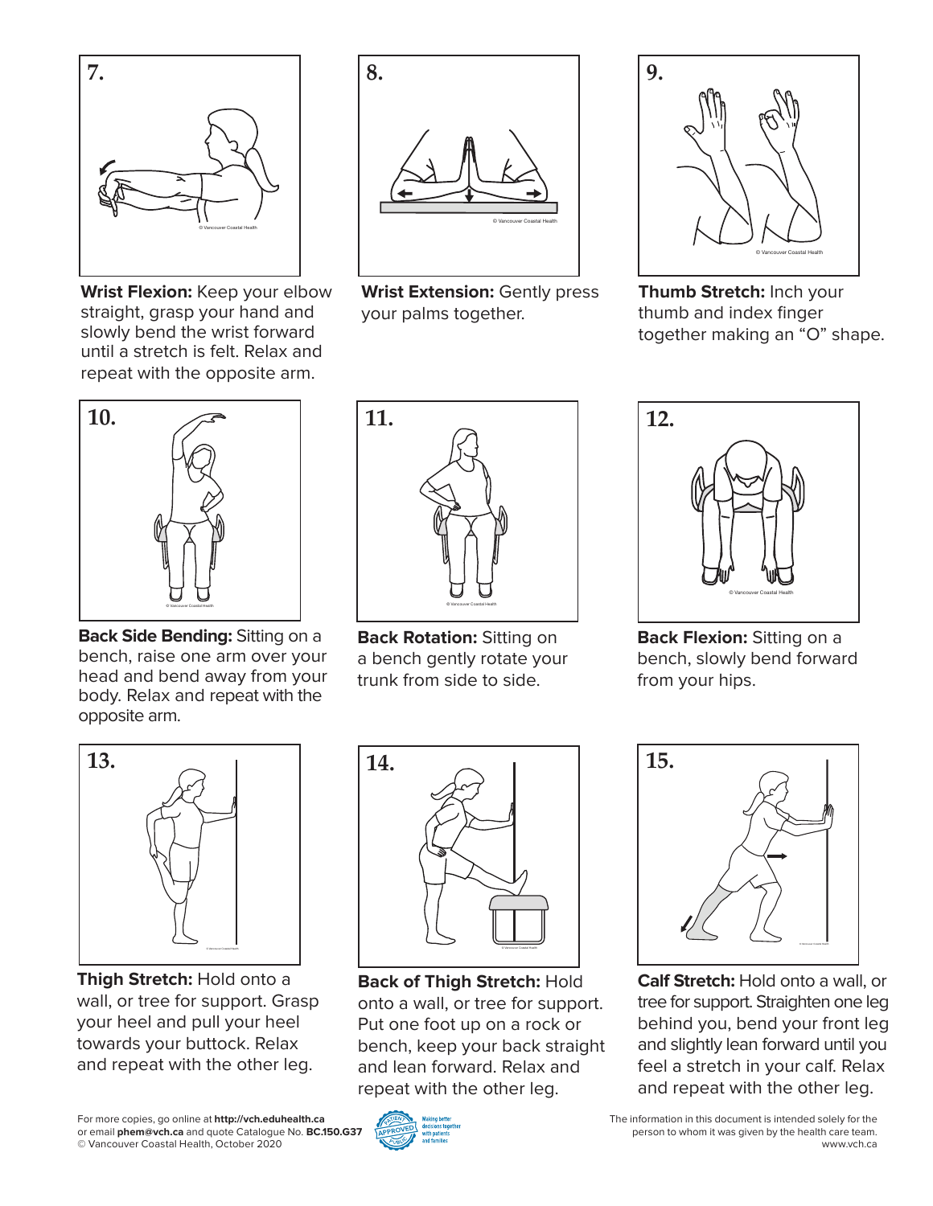**7.**

**Wrist Flexion:** Keep your elbow straight, grasp your hand and slowly bend the wrist forward until a stretch is felt. Relax and repeat with the opposite arm.

**8.**

**Wrist Extension:** Gently press your palms together.

**9.**

**Thumb Stretch:** Inch your thumb and index finger together making an "O" shape.

**10.**

**Back Side Bending:** Sitting on a bench, raise one arm over your head and bend away from your body. Relax and repeat with the opposite arm.

**11.**

**Back Rotation:** Sitting on a bench gently rotate your trunk from side to side.

**12.**

**Back Flexion:** Sitting on a bench, slowly bend forward from your hips.

**13.**

**Thigh Stretch:** Hold onto a wall, or tree for support. Grasp your heel and pull your heel towards your buttock. Relax and repeat with the other leg.

**14.**

**Back of Thigh Stretch:** Hold onto a wall, or tree for support. Put one foot up on a rock or bench, keep your back straight and lean forward. Relax and repeat with the other leg.

**15.**

**Calf Stretch:** Hold onto a wall, or tree for support. Straighten one leg behind you, bend your front leg and slightly lean forward until you feel a stretch in your calf. Relax and repeat with the other leg.

For more copies, go online at **http://vch.eduhealth.ca** or email **phem@vch.ca** and quote Catalogue No. **BC.150.G37**
© Vancouver Coastal Health, October 2020

The information in this document is intended solely for the person to whom it was given by the health care team.
www.vch.ca